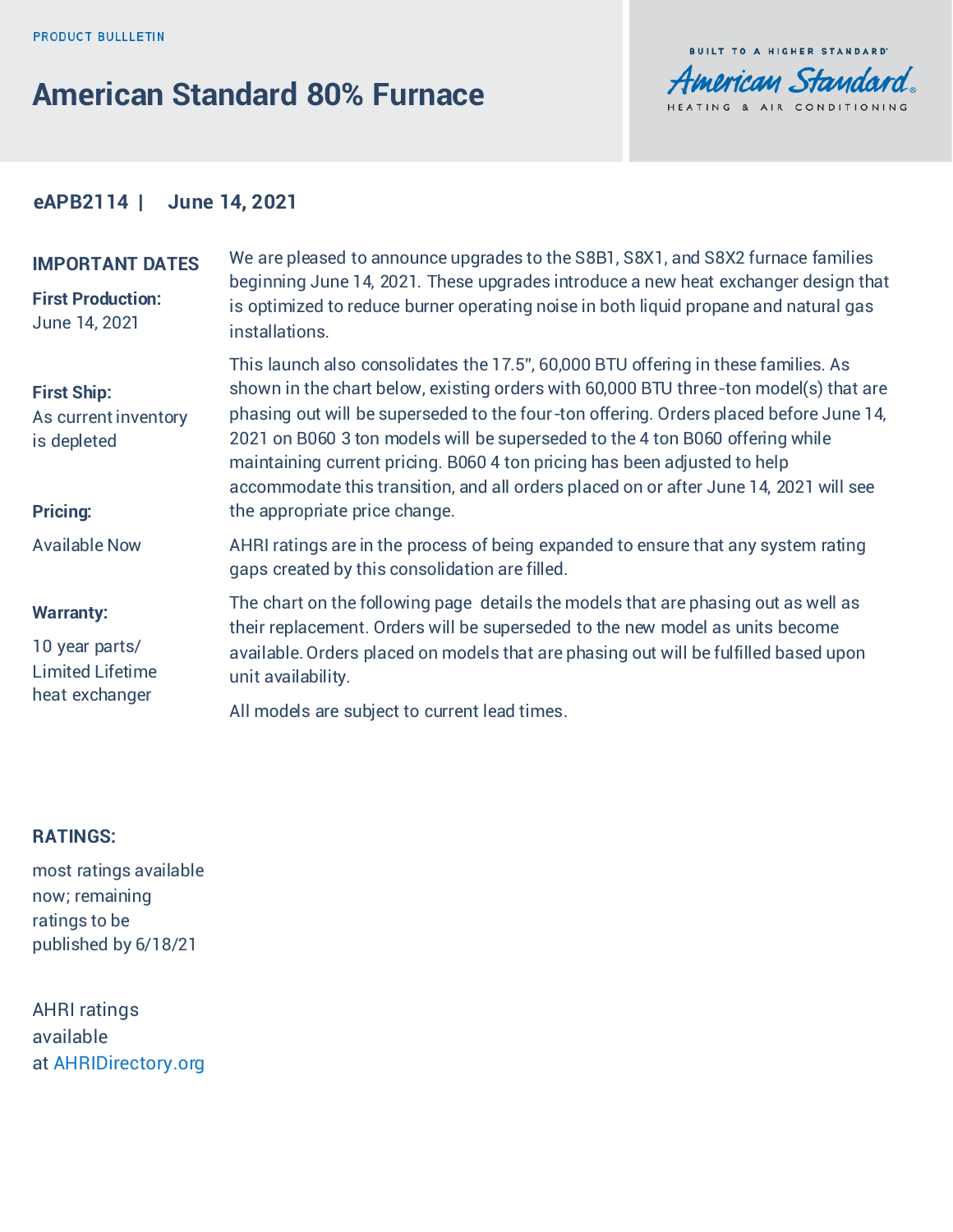PRODUCT BULLLETIN

# American Standard 80% Furnace

BUILT TO A HIGHER STANDARD
American Standard
HEATING & AIR CONDITIONING

**eAPB2114 | June 14, 2021**

## IMPORTANT DATES

**First Production:**
June 14, 2021

**First Ship:**
As current inventory is depleted

**Pricing:**
Available Now

**Warranty:**
10 year parts/ Limited Lifetime heat exchanger

We are pleased to announce upgrades to the S8B1, S8X1, and S8X2 furnace families beginning June 14, 2021. These upgrades introduce a new heat exchanger design that is optimized to reduce burner operating noise in both liquid propane and natural gas installations.

This launch also consolidates the 17.5", 60,000 BTU offering in these families. As shown in the chart below, existing orders with 60,000 BTU three-ton model(s) that are phasing out will be superseded to the four-ton offering. Orders placed before June 14, 2021 on B060 3 ton models will be superseded to the 4 ton B060 offering while maintaining current pricing. B060 4 ton pricing has been adjusted to help accommodate this transition, and all orders placed on or after June 14, 2021 will see the appropriate price change.

AHRI ratings are in the process of being expanded to ensure that any system rating gaps created by this consolidation are filled.

The chart on the following page details the models that are phasing out as well as their replacement. Orders will be superseded to the new model as units become available. Orders placed on models that are phasing out will be fulfilled based upon unit availability.

All models are subject to current lead times.

## RATINGS:

most ratings available now; remaining ratings to be published by 6/18/21

AHRI ratings available at AHRIDirectory.org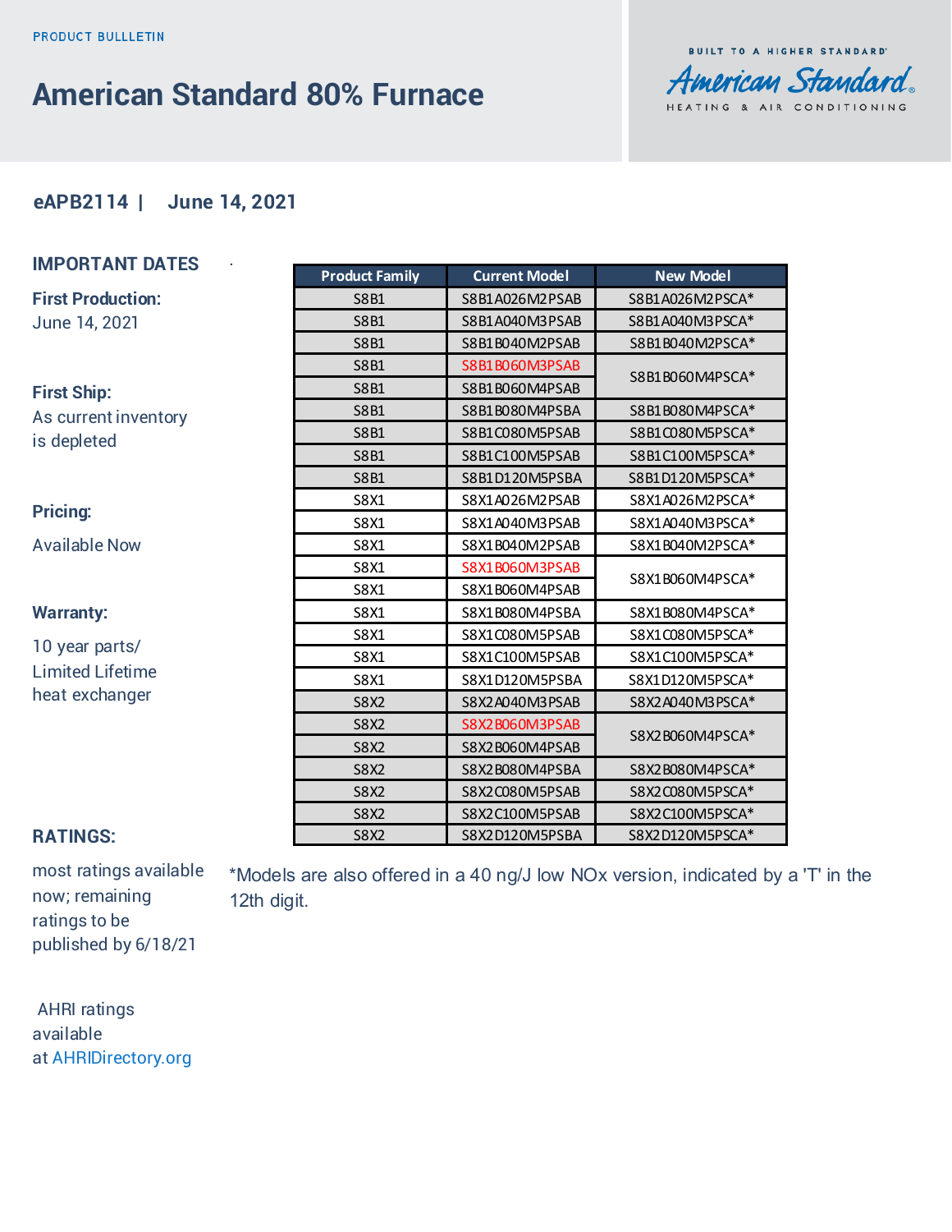PRODUCT BULLLETIN

# American Standard 80% Furnace

BUILT TO A HIGHER STANDARD

American Standard

HEATING & AIR CONDITIONING

**eAPB2114 | June 14, 2021**

## IMPORTANT DATES

**First Production:**
June 14, 2021

**First Ship:**
As current inventory is depleted

**Pricing:**

Available Now

**Warranty:**

10 year parts/
Limited Lifetime heat exchanger

| Product Family | Current Model | New Model |
|---|---|---|
| S8B1 | S8B1A026M2PSAB | S8B1A026M2PSCA* |
| S8B1 | S8B1A040M3PSAB | S8B1A040M3PSCA* |
| S8B1 | S8B1B040M2PSAB | S8B1B040M2PSCA* |
| S8B1 | S8B1B060M3PSAB | S8B1B060M4PSCA* |
| S8B1 | S8B1B060M4PSAB | |
| S8B1 | S8B1B080M4PSBA | S8B1B080M4PSCA* |
| S8B1 | S8B1C080M5PSAB | S8B1C080M5PSCA* |
| S8B1 | S8B1C100M5PSAB | S8B1C100M5PSCA* |
| S8B1 | S8B1D120M5PSBA | S8B1D120M5PSCA* |
| S8X1 | S8X1A026M2PSAB | S8X1A026M2PSCA* |
| S8X1 | S8X1A040M3PSAB | S8X1A040M3PSCA* |
| S8X1 | S8X1B040M2PSAB | S8X1B040M2PSCA* |
| S8X1 | S8X1B060M3PSAB | S8X1B060M4PSCA* |
| S8X1 | S8X1B060M4PSAB | |
| S8X1 | S8X1B080M4PSBA | S8X1B080M4PSCA* |
| S8X1 | S8X1C080M5PSAB | S8X1C080M5PSCA* |
| S8X1 | S8X1C100M5PSAB | S8X1C100M5PSCA* |
| S8X1 | S8X1D120M5PSBA | S8X1D120M5PSCA* |
| S8X2 | S8X2A040M3PSAB | S8X2A040M3PSCA* |
| S8X2 | S8X2B060M3PSAB | S8X2B060M4PSCA* |
| S8X2 | S8X2B060M4PSAB | |
| S8X2 | S8X2B080M4PSBA | S8X2B080M4PSCA* |
| S8X2 | S8X2C080M5PSAB | S8X2C080M5PSCA* |
| S8X2 | S8X2C100M5PSAB | S8X2C100M5PSCA* |
| S8X2 | S8X2D120M5PSBA | S8X2D120M5PSCA* |

*Models are also offered in a 40 ng/J low NOx version, indicated by a 'T' in the 12th digit.

## RATINGS:

most ratings available now; remaining ratings to be published by 6/18/21

AHRI ratings available at AHRIDirectory.org